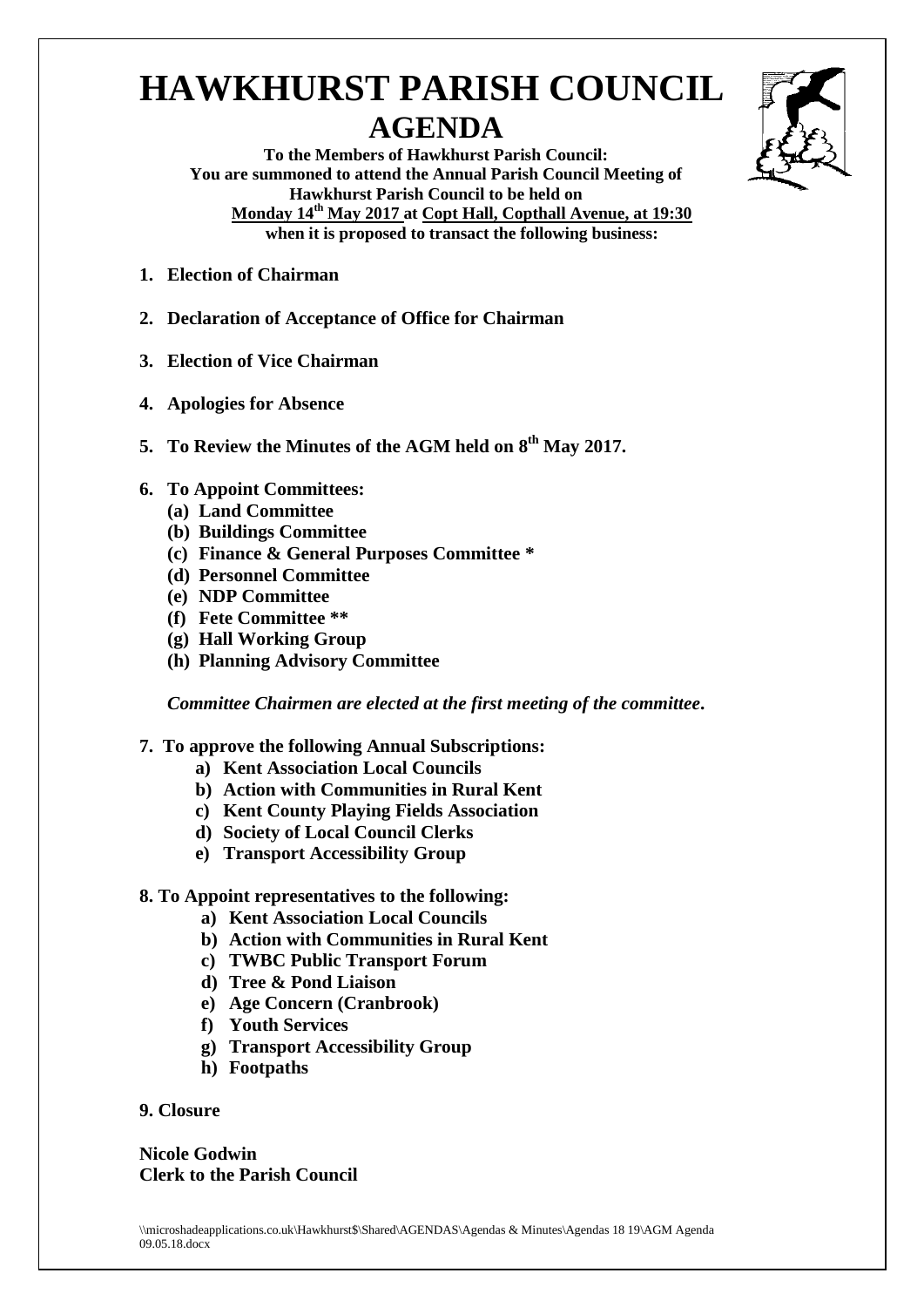# HAWKHURST PARISH COUNCIL

## AGENDA

**To the Members of Hawkhurst Parish Council:**
**You are summoned to attend the Annual Parish Council Meeting of Hawkhurst Parish Council to be held on**
**Monday 14th May 2017 at Copt Hall, Copthall Avenue, at 19:30**
**when it is proposed to transact the following business:**

1. **Election of Chairman**

2. **Declaration of Acceptance of Office for Chairman**

3. **Election of Vice Chairman**

4. **Apologies for Absence**

5. **To Review the Minutes of the AGM held on 8th May 2017.**

6. **To Appoint Committees:**
   - **(a) Land Committee**
   - **(b) Buildings Committee**
   - **(c) Finance & General Purposes Committee ***
   - **(d) Personnel Committee**
   - **(e) NDP Committee**
   - **(f) Fete Committee ****
   - **(g) Hall Working Group**
   - **(h) Planning Advisory Committee**

   ***Committee Chairmen are elected at the first meeting of the committee.***

7. **To approve the following Annual Subscriptions:**
   - **a) Kent Association Local Councils**
   - **b) Action with Communities in Rural Kent**
   - **c) Kent County Playing Fields Association**
   - **d) Society of Local Council Clerks**
   - **e) Transport Accessibility Group**

8. **To Appoint representatives to the following:**
   - **a) Kent Association Local Councils**
   - **b) Action with Communities in Rural Kent**
   - **c) TWBC Public Transport Forum**
   - **d) Tree & Pond Liaison**
   - **e) Age Concern (Cranbrook)**
   - **f) Youth Services**
   - **g) Transport Accessibility Group**
   - **h) Footpaths**

9. **Closure**

**Nicole Godwin**
**Clerk to the Parish Council**

\\microshadeapplications.co.uk\Hawkhurst$\Shared\AGENDAS\Agendas & Minutes\Agendas 18 19\AGM Agenda 09.05.18.docx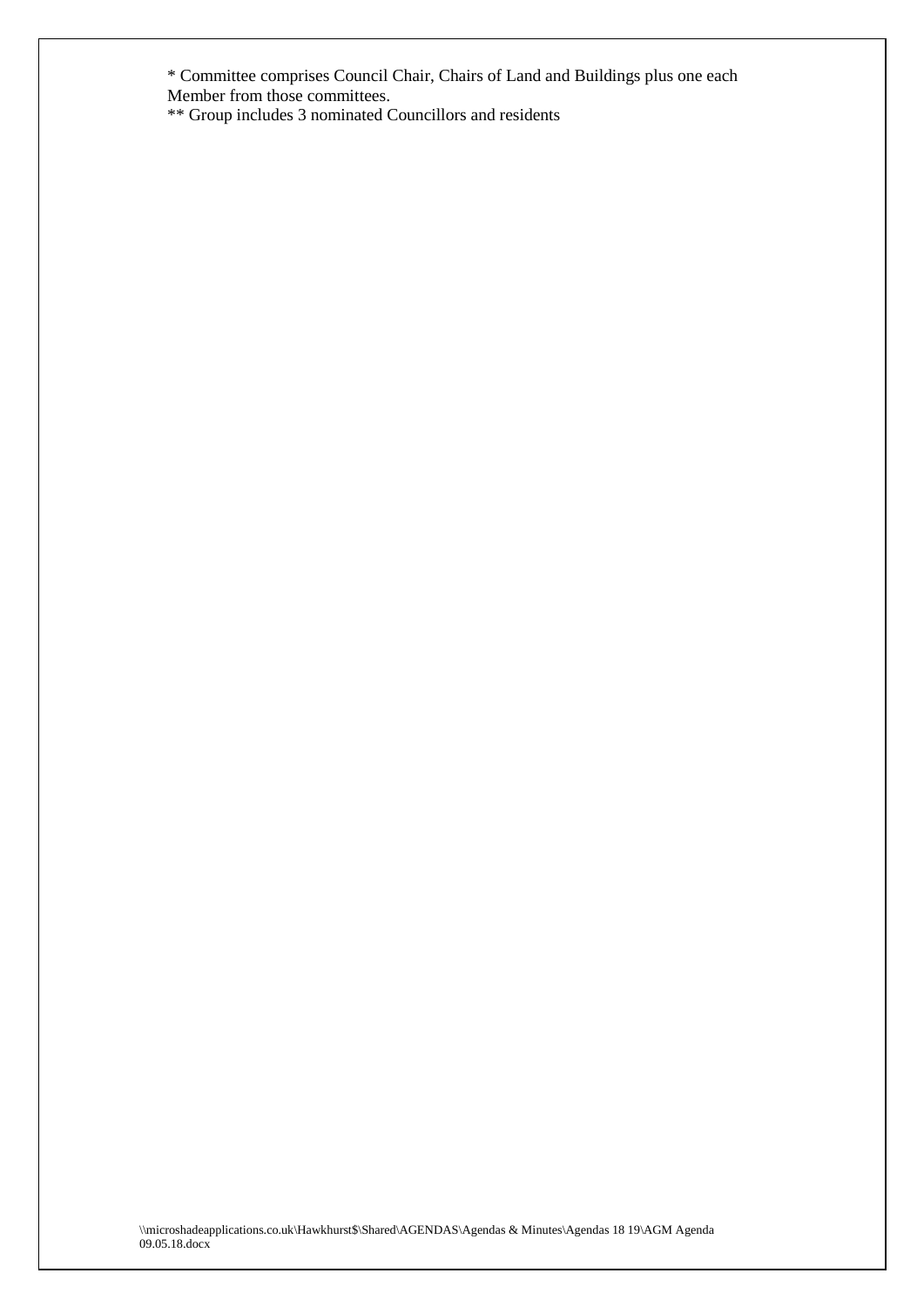* Committee comprises Council Chair, Chairs of Land and Buildings plus one each Member from those committees.

** Group includes 3 nominated Councillors and residents